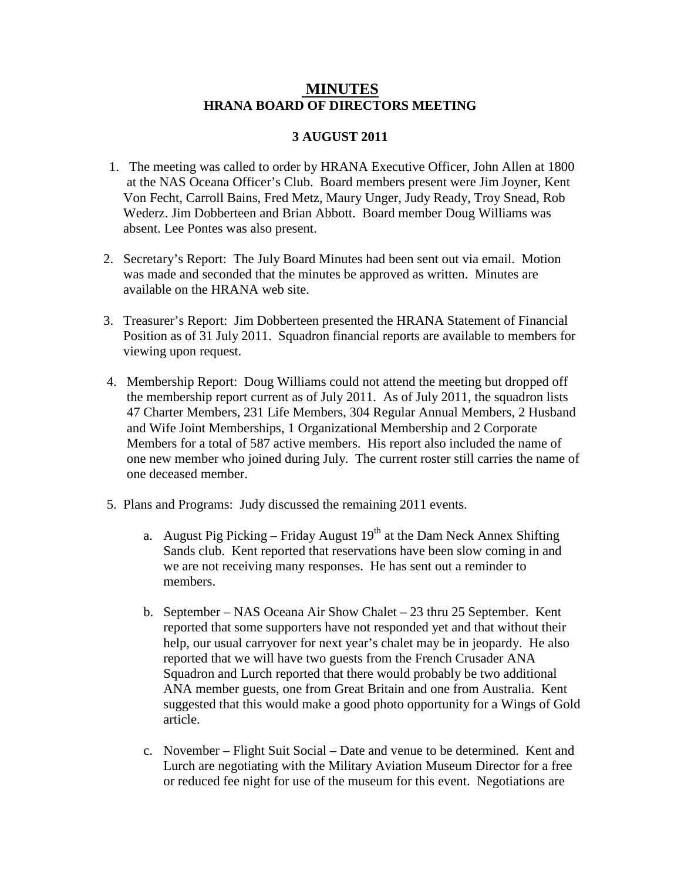# MINUTES

## HRANA BOARD OF DIRECTORS MEETING

## 3 AUGUST 2011

1. The meeting was called to order by HRANA Executive Officer, John Allen at 1800 at the NAS Oceana Officer's Club. Board members present were Jim Joyner, Kent Von Fecht, Carroll Bains, Fred Metz, Maury Unger, Judy Ready, Troy Snead, Rob Wederz. Jim Dobberteen and Brian Abbott. Board member Doug Williams was absent. Lee Pontes was also present.

2. Secretary's Report: The July Board Minutes had been sent out via email. Motion was made and seconded that the minutes be approved as written. Minutes are available on the HRANA web site.

3. Treasurer's Report: Jim Dobberteen presented the HRANA Statement of Financial Position as of 31 July 2011. Squadron financial reports are available to members for viewing upon request.

4. Membership Report: Doug Williams could not attend the meeting but dropped off the membership report current as of July 2011. As of July 2011, the squadron lists 47 Charter Members, 231 Life Members, 304 Regular Annual Members, 2 Husband and Wife Joint Memberships, 1 Organizational Membership and 2 Corporate Members for a total of 587 active members. His report also included the name of one new member who joined during July. The current roster still carries the name of one deceased member.

5. Plans and Programs: Judy discussed the remaining 2011 events.

   a. August Pig Picking – Friday August 19th at the Dam Neck Annex Shifting Sands club. Kent reported that reservations have been slow coming in and we are not receiving many responses. He has sent out a reminder to members.

   b. September – NAS Oceana Air Show Chalet – 23 thru 25 September. Kent reported that some supporters have not responded yet and that without their help, our usual carryover for next year's chalet may be in jeopardy. He also reported that we will have two guests from the French Crusader ANA Squadron and Lurch reported that there would probably be two additional ANA member guests, one from Great Britain and one from Australia. Kent suggested that this would make a good photo opportunity for a Wings of Gold article.

   c. November – Flight Suit Social – Date and venue to be determined. Kent and Lurch are negotiating with the Military Aviation Museum Director for a free or reduced fee night for use of the museum for this event. Negotiations are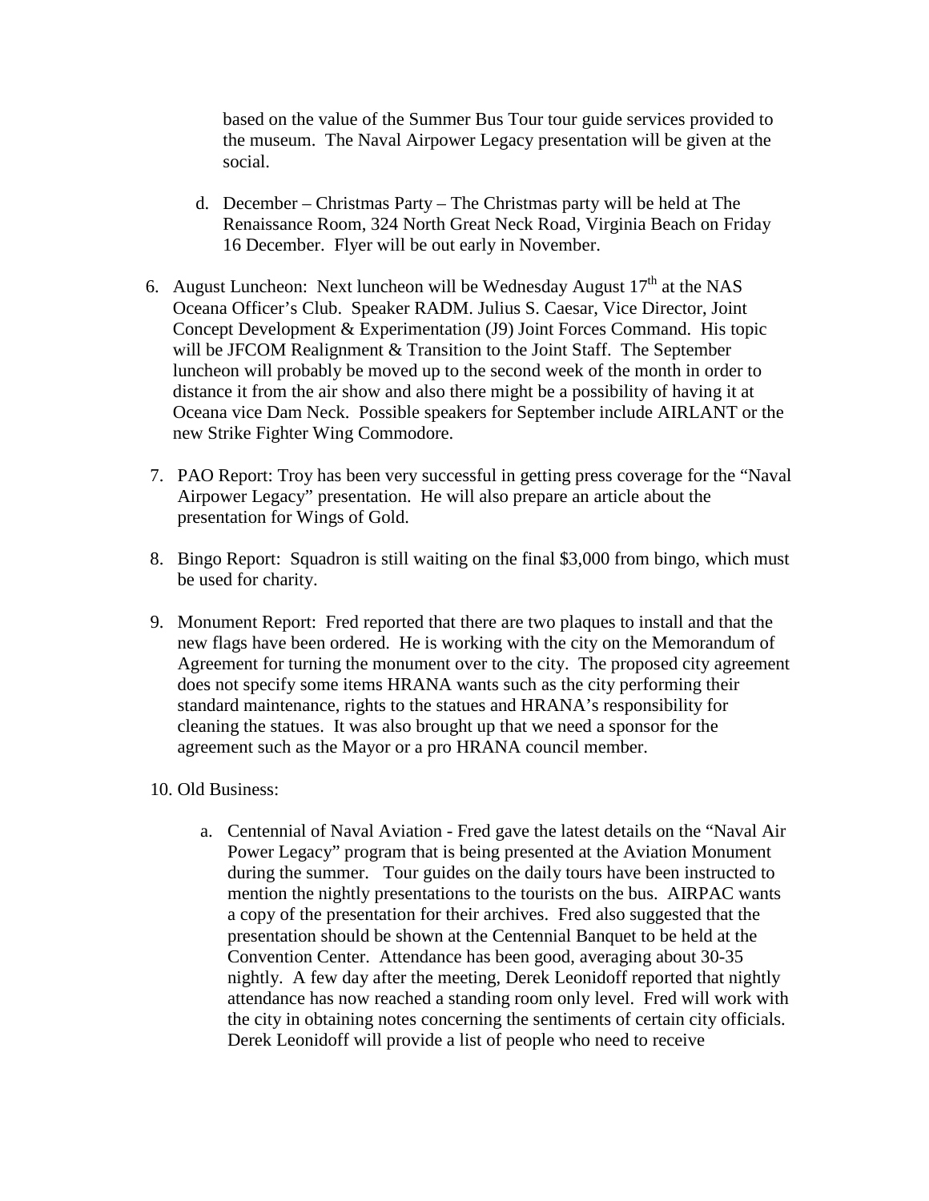based on the value of the Summer Bus Tour tour guide services provided to the museum. The Naval Airpower Legacy presentation will be given at the social.

d. December – Christmas Party – The Christmas party will be held at The Renaissance Room, 324 North Great Neck Road, Virginia Beach on Friday 16 December. Flyer will be out early in November.

6. August Luncheon: Next luncheon will be Wednesday August 17th at the NAS Oceana Officer's Club. Speaker RADM. Julius S. Caesar, Vice Director, Joint Concept Development & Experimentation (J9) Joint Forces Command. His topic will be JFCOM Realignment & Transition to the Joint Staff. The September luncheon will probably be moved up to the second week of the month in order to distance it from the air show and also there might be a possibility of having it at Oceana vice Dam Neck. Possible speakers for September include AIRLANT or the new Strike Fighter Wing Commodore.

7. PAO Report: Troy has been very successful in getting press coverage for the "Naval Airpower Legacy" presentation. He will also prepare an article about the presentation for Wings of Gold.

8. Bingo Report: Squadron is still waiting on the final $3,000 from bingo, which must be used for charity.

9. Monument Report: Fred reported that there are two plaques to install and that the new flags have been ordered. He is working with the city on the Memorandum of Agreement for turning the monument over to the city. The proposed city agreement does not specify some items HRANA wants such as the city performing their standard maintenance, rights to the statues and HRANA's responsibility for cleaning the statues. It was also brought up that we need a sponsor for the agreement such as the Mayor or a pro HRANA council member.

10. Old Business:

    a. Centennial of Naval Aviation - Fred gave the latest details on the "Naval Air Power Legacy" program that is being presented at the Aviation Monument during the summer. Tour guides on the daily tours have been instructed to mention the nightly presentations to the tourists on the bus. AIRPAC wants a copy of the presentation for their archives. Fred also suggested that the presentation should be shown at the Centennial Banquet to be held at the Convention Center. Attendance has been good, averaging about 30-35 nightly. A few day after the meeting, Derek Leonidoff reported that nightly attendance has now reached a standing room only level. Fred will work with the city in obtaining notes concerning the sentiments of certain city officials. Derek Leonidoff will provide a list of people who need to receive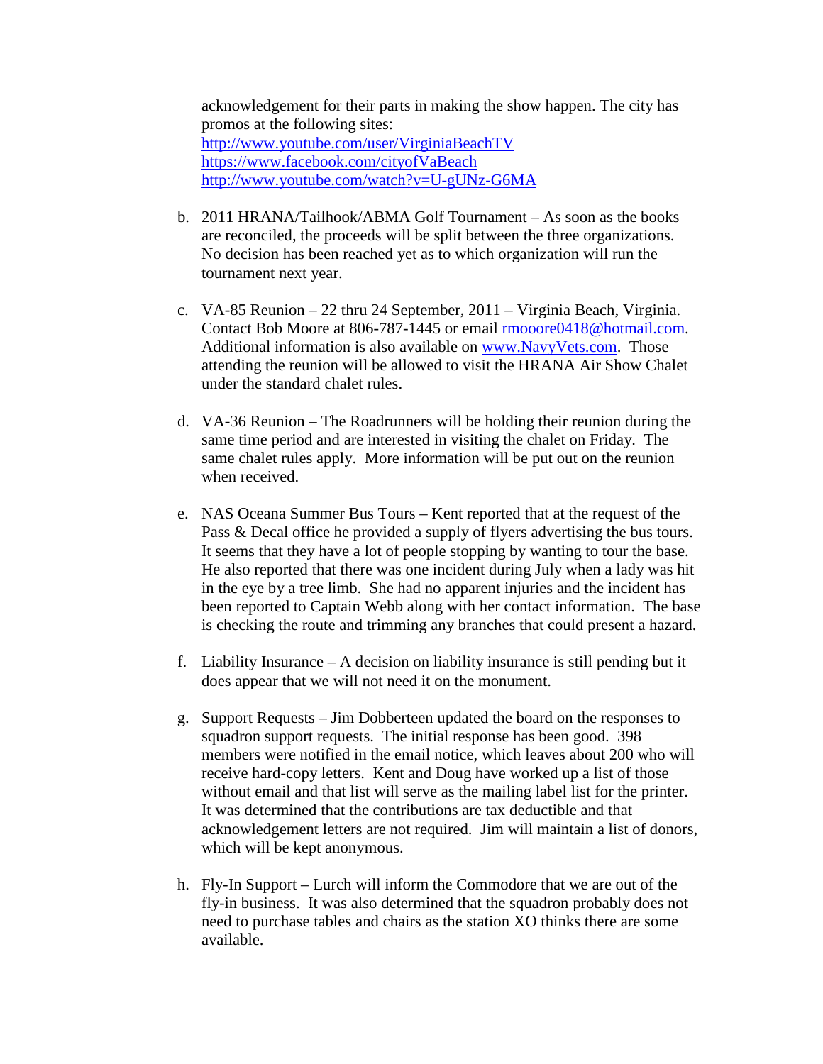acknowledgement for their parts in making the show happen. The city has promos at the following sites:
http://www.youtube.com/user/VirginiaBeachTV
https://www.facebook.com/cityofVaBeach
http://www.youtube.com/watch?v=U-gUNz-G6MA

b. 2011 HRANA/Tailhook/ABMA Golf Tournament – As soon as the books are reconciled, the proceeds will be split between the three organizations. No decision has been reached yet as to which organization will run the tournament next year.

c. VA-85 Reunion – 22 thru 24 September, 2011 – Virginia Beach, Virginia. Contact Bob Moore at 806-787-1445 or email rmooore0418@hotmail.com. Additional information is also available on www.NavyVets.com. Those attending the reunion will be allowed to visit the HRANA Air Show Chalet under the standard chalet rules.

d. VA-36 Reunion – The Roadrunners will be holding their reunion during the same time period and are interested in visiting the chalet on Friday. The same chalet rules apply. More information will be put out on the reunion when received.

e. NAS Oceana Summer Bus Tours – Kent reported that at the request of the Pass & Decal office he provided a supply of flyers advertising the bus tours. It seems that they have a lot of people stopping by wanting to tour the base. He also reported that there was one incident during July when a lady was hit in the eye by a tree limb. She had no apparent injuries and the incident has been reported to Captain Webb along with her contact information. The base is checking the route and trimming any branches that could present a hazard.

f. Liability Insurance – A decision on liability insurance is still pending but it does appear that we will not need it on the monument.

g. Support Requests – Jim Dobberteen updated the board on the responses to squadron support requests. The initial response has been good. 398 members were notified in the email notice, which leaves about 200 who will receive hard-copy letters. Kent and Doug have worked up a list of those without email and that list will serve as the mailing label list for the printer. It was determined that the contributions are tax deductible and that acknowledgement letters are not required. Jim will maintain a list of donors, which will be kept anonymous.

h. Fly-In Support – Lurch will inform the Commodore that we are out of the fly-in business. It was also determined that the squadron probably does not need to purchase tables and chairs as the station XO thinks there are some available.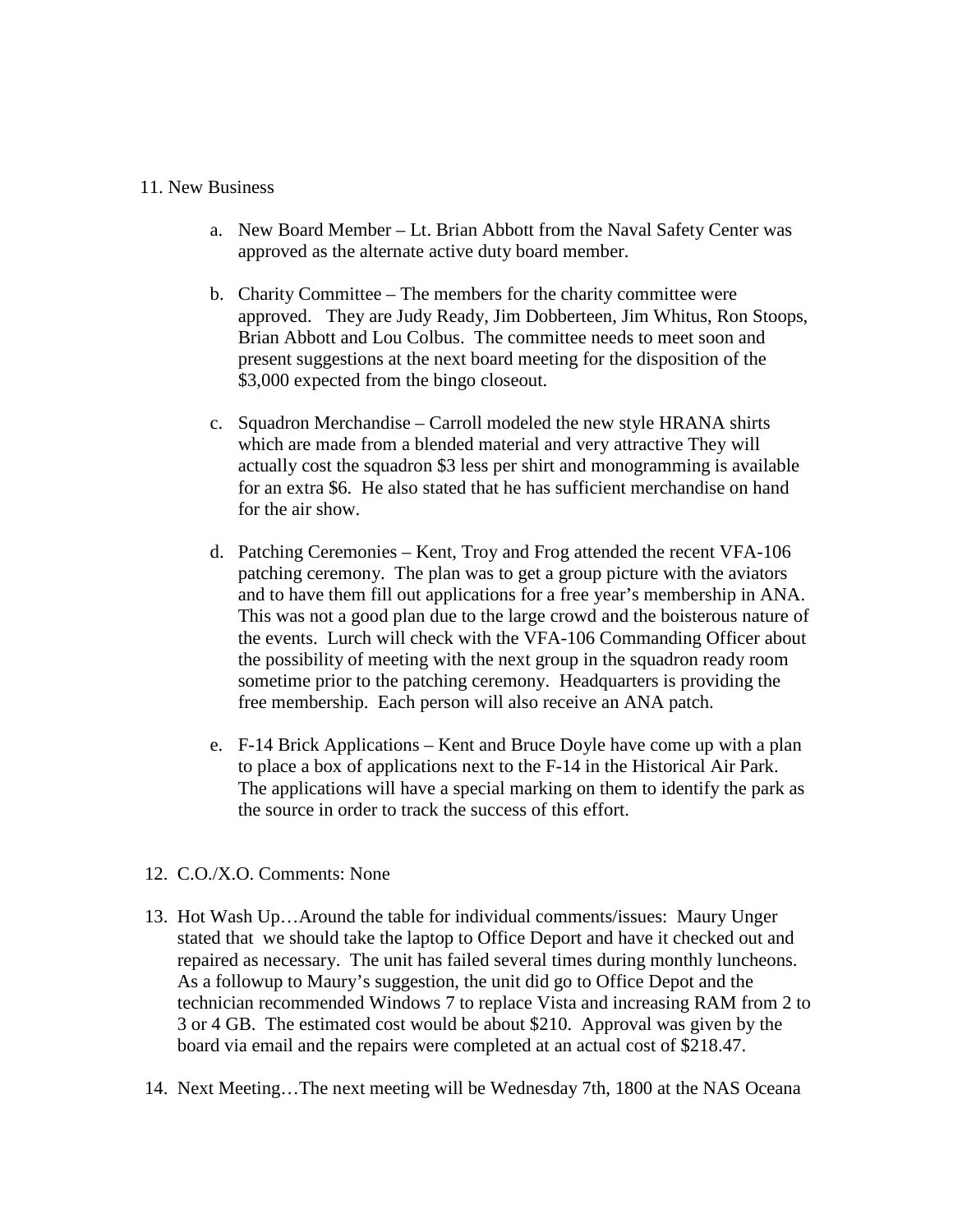11. New Business

    a. New Board Member – Lt. Brian Abbott from the Naval Safety Center was approved as the alternate active duty board member.

    b. Charity Committee – The members for the charity committee were approved. They are Judy Ready, Jim Dobberteen, Jim Whitus, Ron Stoops, Brian Abbott and Lou Colbus. The committee needs to meet soon and present suggestions at the next board meeting for the disposition of the $3,000 expected from the bingo closeout.

    c. Squadron Merchandise – Carroll modeled the new style HRANA shirts which are made from a blended material and very attractive They will actually cost the squadron $3 less per shirt and monogramming is available for an extra $6. He also stated that he has sufficient merchandise on hand for the air show.

    d. Patching Ceremonies – Kent, Troy and Frog attended the recent VFA-106 patching ceremony. The plan was to get a group picture with the aviators and to have them fill out applications for a free year's membership in ANA. This was not a good plan due to the large crowd and the boisterous nature of the events. Lurch will check with the VFA-106 Commanding Officer about the possibility of meeting with the next group in the squadron ready room sometime prior to the patching ceremony. Headquarters is providing the free membership. Each person will also receive an ANA patch.

    e. F-14 Brick Applications – Kent and Bruce Doyle have come up with a plan to place a box of applications next to the F-14 in the Historical Air Park. The applications will have a special marking on them to identify the park as the source in order to track the success of this effort.

12. C.O./X.O. Comments: None

13. Hot Wash Up…Around the table for individual comments/issues: Maury Unger stated that we should take the laptop to Office Deport and have it checked out and repaired as necessary. The unit has failed several times during monthly luncheons. As a followup to Maury's suggestion, the unit did go to Office Depot and the technician recommended Windows 7 to replace Vista and increasing RAM from 2 to 3 or 4 GB. The estimated cost would be about $210. Approval was given by the board via email and the repairs were completed at an actual cost of $218.47.

14. Next Meeting…The next meeting will be Wednesday 7th, 1800 at the NAS Oceana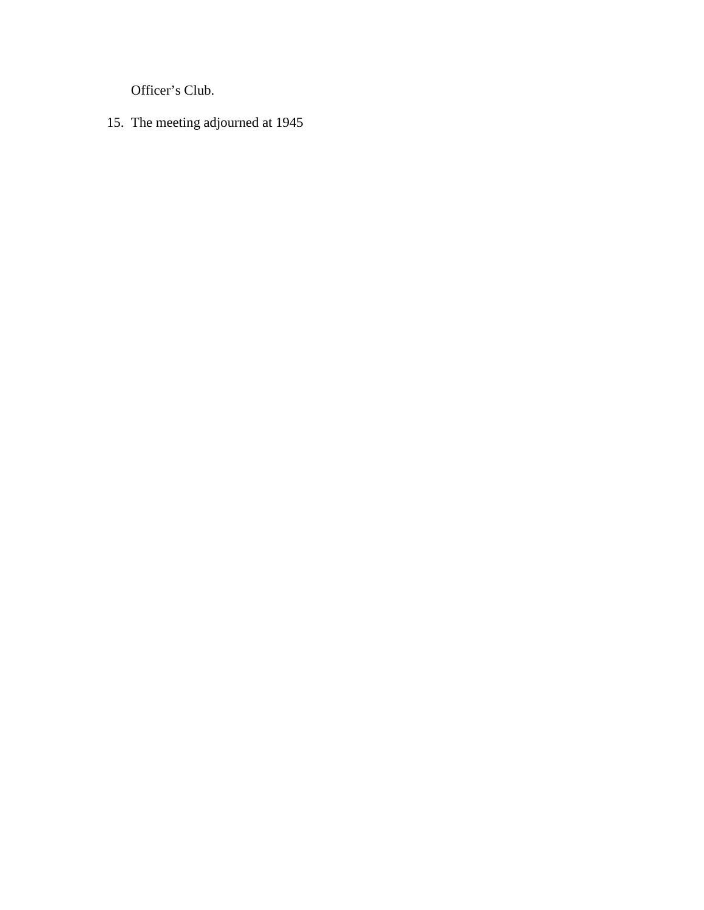Officer's Club.

15. The meeting adjourned at 1945